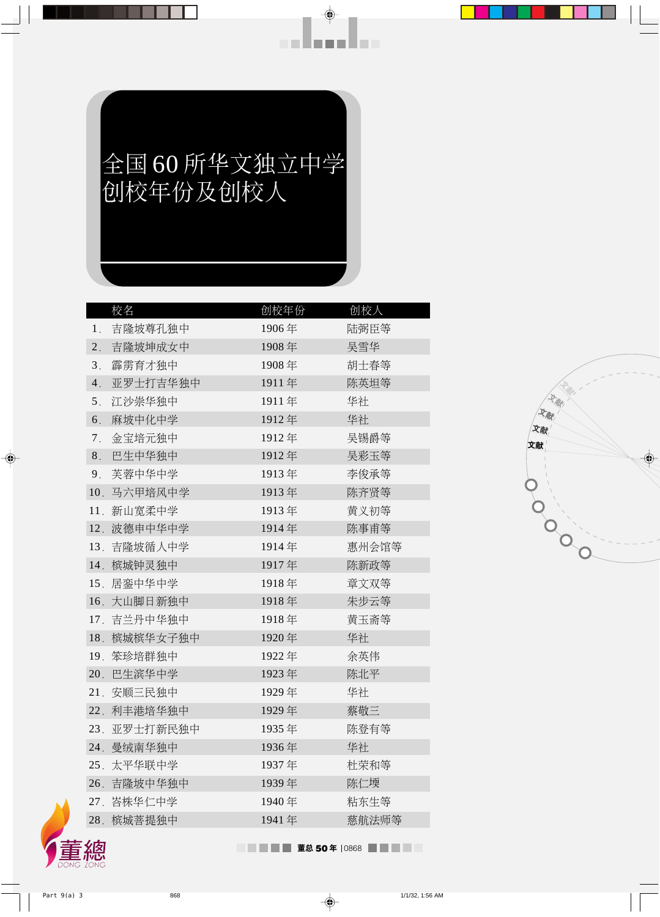# 全国 60 所华文独立中学创校年份及创校人

| 校名 | 创校年份 | 创校人 |
|---|---|---|
| 1. 吉隆坡尊孔独中 | 1906 年 | 陆弼臣等 |
| 2. 吉隆坡坤成女中 | 1908 年 | 吴雪华 |
| 3. 霹雳育才独中 | 1908 年 | 胡士春等 |
| 4. 亚罗士打吉华独中 | 1911 年 | 陈英坦等 |
| 5. 江沙崇华独中 | 1911 年 | 华社 |
| 6. 麻坡中化中学 | 1912 年 | 华社 |
| 7. 金宝培元独中 | 1912 年 | 吴锡爵等 |
| 8. 巴生中华独中 | 1912 年 | 吴彩玉等 |
| 9. 芙蓉中华中学 | 1913 年 | 李俊承等 |
| 10. 马六甲培风中学 | 1913 年 | 陈齐贤等 |
| 11. 新山宽柔中学 | 1913 年 | 黄义初等 |
| 12. 波德申中华中学 | 1914 年 | 陈事甫等 |
| 13. 吉隆坡循人中学 | 1914 年 | 惠州会馆等 |
| 14. 槟城钟灵独中 | 1917 年 | 陈新政等 |
| 15. 居銮中华中学 | 1918 年 | 章文双等 |
| 16. 大山脚日新独中 | 1918 年 | 朱步云等 |
| 17. 吉兰丹中华独中 | 1918 年 | 黄玉斋等 |
| 18. 槟城槟华女子独中 | 1920 年 | 华社 |
| 19. 笨珍培群独中 | 1922 年 | 余英伟 |
| 20. 巴生滨华中学 | 1923 年 | 陈北平 |
| 21. 安顺三民独中 | 1929 年 | 华社 |
| 22. 利丰港培华独中 | 1929 年 | 蔡敬三 |
| 23. 亚罗士打新民独中 | 1935 年 | 陈登有等 |
| 24. 曼绒南华独中 | 1936 年 | 华社 |
| 25. 太平华联中学 | 1937 年 | 杜荣和等 |
| 26. 吉隆坡中华独中 | 1939 年 | 陈仁堧 |
| 27. 峇株华仁中学 | 1940 年 | 粘东生等 |
| 28. 槟城菩提独中 | 1941 年 | 慈航法师等 |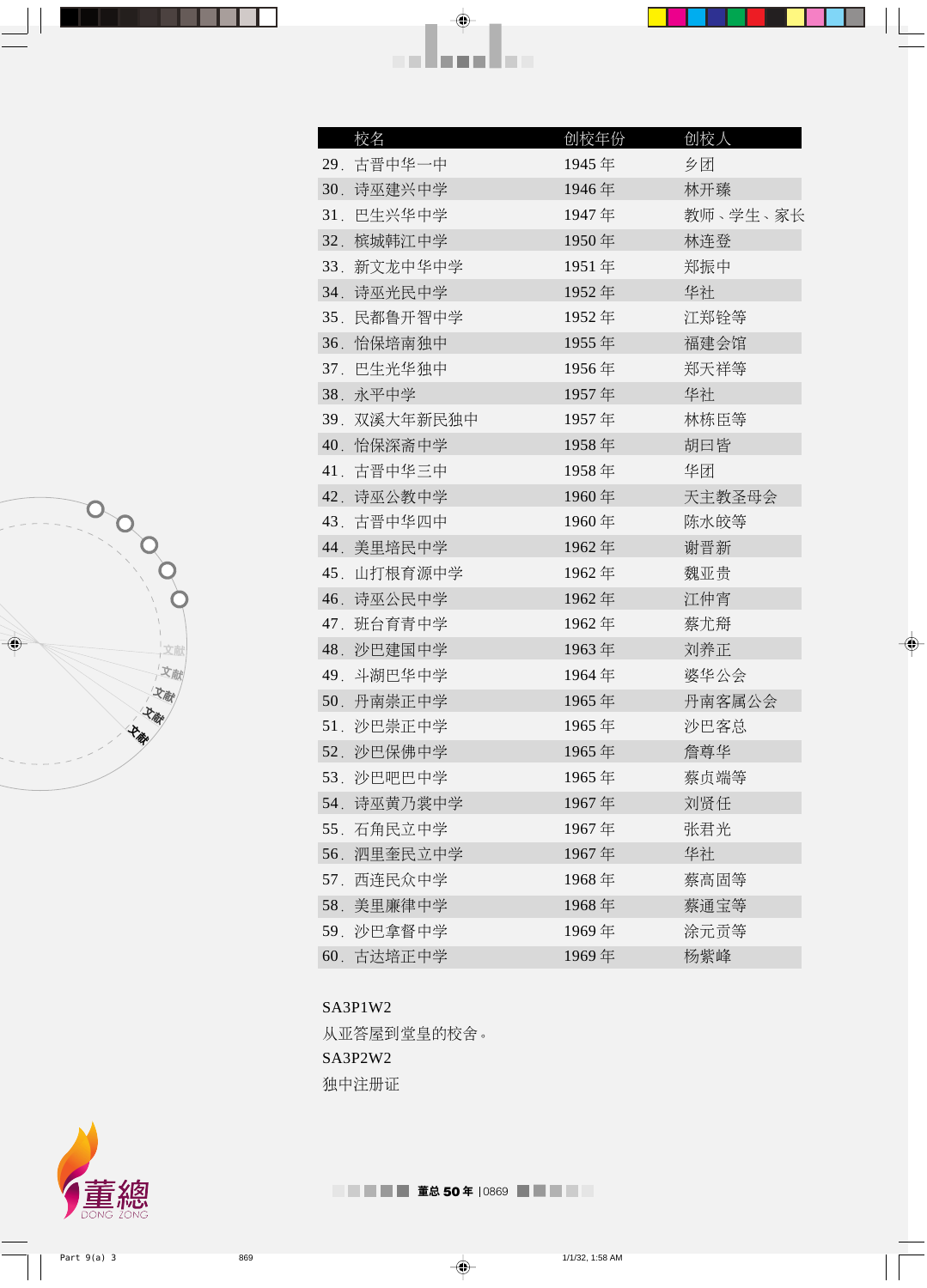| 校名 | 创校年份 | 创校人 |
|---|---|---|
| 29. 古晋中华一中 | 1945 年 | 乡团 |
| 30. 诗巫建兴中学 | 1946 年 | 林开臻 |
| 31. 巴生兴华中学 | 1947 年 | 教师、学生、家长 |
| 32. 槟城韩江中学 | 1950 年 | 林连登 |
| 33. 新文龙中华中学 | 1951 年 | 郑振中 |
| 34. 诗巫光民中学 | 1952 年 | 华社 |
| 35. 民都鲁开智中学 | 1952 年 | 江郑铨等 |
| 36. 怡保培南独中 | 1955 年 | 福建会馆 |
| 37. 巴生光华独中 | 1956 年 | 郑天祥等 |
| 38. 永平中学 | 1957 年 | 华社 |
| 39. 双溪大年新民独中 | 1957 年 | 林栋臣等 |
| 40. 怡保深斋中学 | 1958 年 | 胡曰皆 |
| 41. 古晋中华三中 | 1958 年 | 华团 |
| 42. 诗巫公教中学 | 1960 年 | 天主教圣母会 |
| 43. 古晋中华四中 | 1960 年 | 陈水皎等 |
| 44. 美里培民中学 | 1962 年 | 谢晋新 |
| 45. 山打根育源中学 | 1962 年 | 魏亚贵 |
| 46. 诗巫公民中学 | 1962 年 | 江仲宵 |
| 47. 班台育青中学 | 1962 年 | 蔡尤舟 |
| 48. 沙巴建国中学 | 1963 年 | 刘养正 |
| 49. 斗湖巴华中学 | 1964 年 | 婆华公会 |
| 50. 丹南崇正中学 | 1965 年 | 丹南客属公会 |
| 51. 沙巴崇正中学 | 1965 年 | 沙巴客总 |
| 52. 沙巴保佛中学 | 1965 年 | 詹尊华 |
| 53. 沙巴吧巴中学 | 1965 年 | 蔡贞端等 |
| 54. 诗巫黄乃裳中学 | 1967 年 | 刘贤任 |
| 55. 石角民立中学 | 1967 年 | 张君光 |
| 56. 泗里奎民立中学 | 1967 年 | 华社 |
| 57. 西连民众中学 | 1968 年 | 蔡高固等 |
| 58. 美里廉律中学 | 1968 年 | 蔡通宝等 |
| 59. 沙巴拿督中学 | 1969 年 | 涂元贡等 |
| 60. 古达培正中学 | 1969 年 | 杨紫峰 |

SA3P1W2

从亚答屋到堂皇的校舍。

SA3P2W2

独中注册证